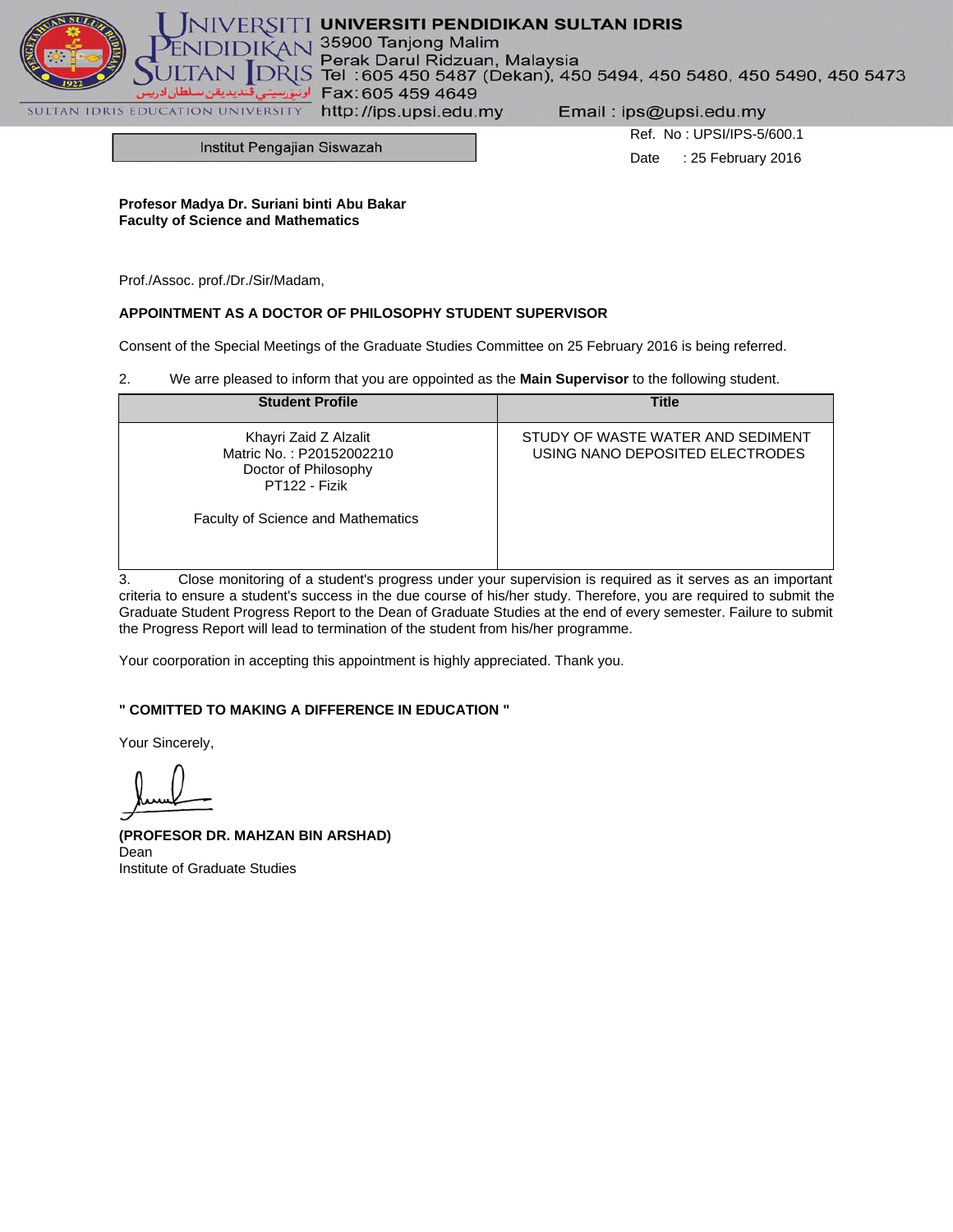**UNIVERSITI PENDIDIKAN SULTAN IDRIS**
35900 Tanjong Malim
Perak Darul Ridzuan, Malaysia
Tel : 605 450 5487 (Dekan), 450 5494, 450 5480, 450 5490, 450 5473
Fax: 605 459 4649
http://ips.upsi.edu.my Email : ips@upsi.edu.my

SULTAN IDRIS EDUCATION UNIVERSITY

Institut Pengajian Siswazah

Ref. No : UPSI/IPS-5/600.1
Date : 25 February 2016

**Profesor Madya Dr. Suriani binti Abu Bakar**
**Faculty of Science and Mathematics**

Prof./Assoc. prof./Dr./Sir/Madam,

**APPOINTMENT AS A DOCTOR OF PHILOSOPHY STUDENT SUPERVISOR**

Consent of the Special Meetings of the Graduate Studies Committee on 25 February 2016 is being referred.

2. We arre pleased to inform that you are oppointed as the **Main Supervisor** to the following student.

| Student Profile | Title |
|---|---|
| Khayri Zaid Z Alzalit<br>Matric No. : P20152002210<br>Doctor of Philosophy<br>PT122 - Fizik<br><br>Faculty of Science and Mathematics | STUDY OF WASTE WATER AND SEDIMENT USING NANO DEPOSITED ELECTRODES |

3. Close monitoring of a student's progress under your supervision is required as it serves as an important criteria to ensure a student's success in the due course of his/her study. Therefore, you are required to submit the Graduate Student Progress Report to the Dean of Graduate Studies at the end of every semester. Failure to submit the Progress Report will lead to termination of the student from his/her programme.

Your coorporation in accepting this appointment is highly appreciated. Thank you.

**" COMITTED TO MAKING A DIFFERENCE IN EDUCATION "**

Your Sincerely,

**(PROFESOR DR. MAHZAN BIN ARSHAD)**
Dean
Institute of Graduate Studies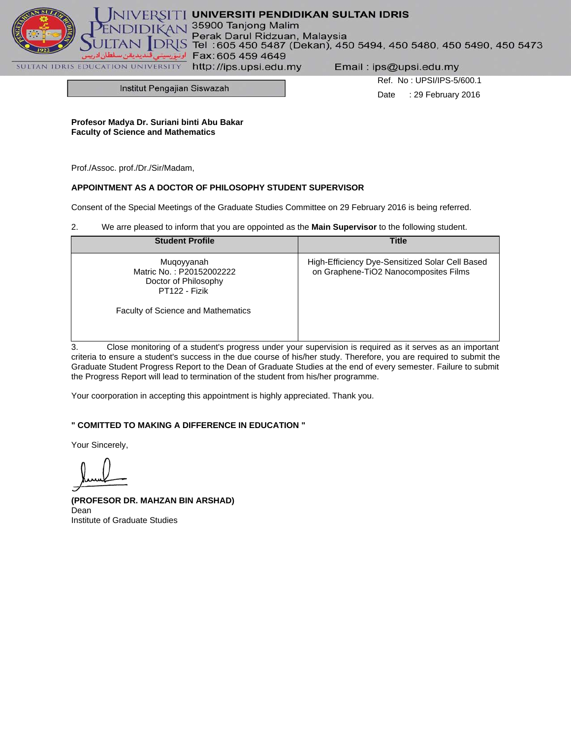UNIVERSITI PENDIDIKAN SULTAN IDRIS
35900 Tanjong Malim
Perak Darul Ridzuan, Malaysia
Tel :605 450 5487 (Dekan), 450 5494, 450 5480, 450 5490, 450 5473
Fax:605 459 4649
http://ips.upsi.edu.my Email : ips@upsi.edu.my

SULTAN IDRIS EDUCATION UNIVERSITY

Institut Pengajian Siswazah

Ref. No : UPSI/IPS-5/600.1
Date : 29 February 2016

**Profesor Madya Dr. Suriani binti Abu Bakar**
**Faculty of Science and Mathematics**

Prof./Assoc. prof./Dr./Sir/Madam,

**APPOINTMENT AS A DOCTOR OF PHILOSOPHY STUDENT SUPERVISOR**

Consent of the Special Meetings of the Graduate Studies Committee on 29 February 2016 is being referred.

2. We arre pleased to inform that you are oppointed as the **Main Supervisor** to the following student.

| Student Profile | Title |
|---|---|
| Muqoyyanah<br>Matric No. : P20152002222<br>Doctor of Philosophy<br>PT122 - Fizik<br><br>Faculty of Science and Mathematics | High-Efficiency Dye-Sensitized Solar Cell Based on Graphene-$TiO_2$ Nanocomposites Films |

3. Close monitoring of a student's progress under your supervision is required as it serves as an important criteria to ensure a student's success in the due course of his/her study. Therefore, you are required to submit the Graduate Student Progress Report to the Dean of Graduate Studies at the end of every semester. Failure to submit the Progress Report will lead to termination of the student from his/her programme.

Your coorporation in accepting this appointment is highly appreciated. Thank you.

**" COMITTED TO MAKING A DIFFERENCE IN EDUCATION "**

Your Sincerely,

**(PROFESOR DR. MAHZAN BIN ARSHAD)**
Dean
Institute of Graduate Studies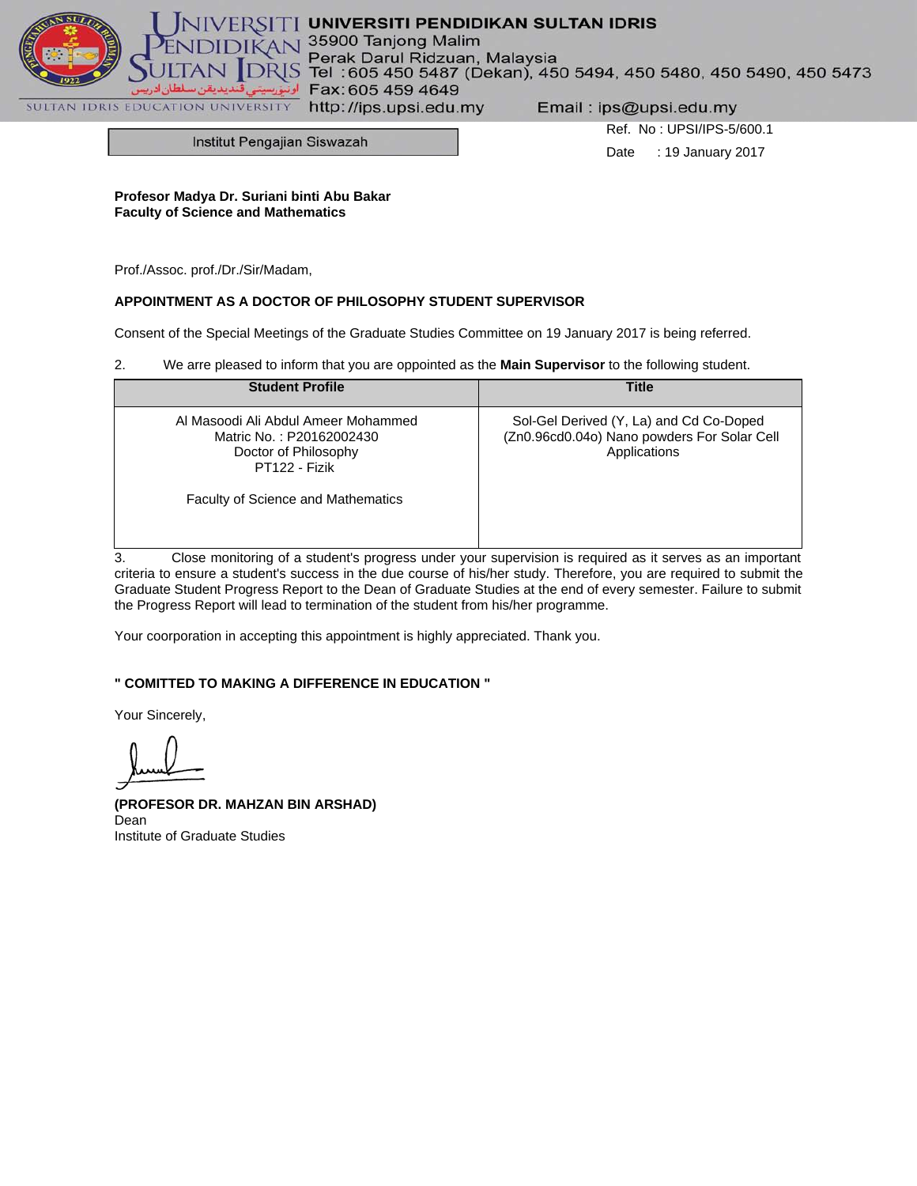**UNIVERSITI PENDIDIKAN SULTAN IDRIS**
35900 Tanjong Malim
Perak Darul Ridzuan, Malaysia
Tel :605 450 5487 (Dekan), 450 5494, 450 5480, 450 5490, 450 5473
Fax: 605 459 4649
http://ips.upsi.edu.my
Email : ips@upsi.edu.my

SULTAN IDRIS EDUCATION UNIVERSITY

Institut Pengajian Siswazah

Ref. No : UPSI/IPS-5/600.1
Date : 19 January 2017

**Profesor Madya Dr. Suriani binti Abu Bakar**
**Faculty of Science and Mathematics**

Prof./Assoc. prof./Dr./Sir/Madam,

**APPOINTMENT AS A DOCTOR OF PHILOSOPHY STUDENT SUPERVISOR**

Consent of the Special Meetings of the Graduate Studies Committee on 19 January 2017 is being referred.

2. We arre pleased to inform that you are oppointed as the **Main Supervisor** to the following student.

| Student Profile | Title |
|---|---|
| Al Masoodi Ali Abdul Ameer Mohammed<br>Matric No. : P20162002430<br>Doctor of Philosophy<br>PT122 - Fizik<br><br>Faculty of Science and Mathematics | Sol-Gel Derived (Y, La) and Cd Co-Doped (Zn0.96cd0.04o) Nano powders For Solar Cell Applications |

3. Close monitoring of a student's progress under your supervision is required as it serves as an important criteria to ensure a student's success in the due course of his/her study. Therefore, you are required to submit the Graduate Student Progress Report to the Dean of Graduate Studies at the end of every semester. Failure to submit the Progress Report will lead to termination of the student from his/her programme.

Your coorporation in accepting this appointment is highly appreciated. Thank you.

**" COMITTED TO MAKING A DIFFERENCE IN EDUCATION "**

Your Sincerely,

**(PROFESOR DR. MAHZAN BIN ARSHAD)**
Dean
Institute of Graduate Studies